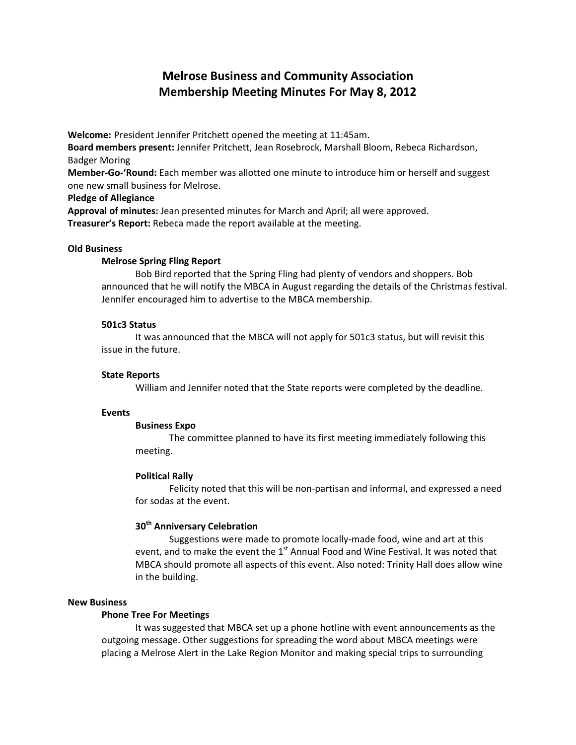# Melrose Business and Community Association
# Membership Meeting Minutes For May 8, 2012

**Welcome:** President Jennifer Pritchett opened the meeting at 11:45am.
**Board members present:** Jennifer Pritchett, Jean Rosebrock, Marshall Bloom, Rebeca Richardson, Badger Moring
**Member-Go-'Round:** Each member was allotted one minute to introduce him or herself and suggest one new small business for Melrose.
**Pledge of Allegiance**
**Approval of minutes:** Jean presented minutes for March and April; all were approved.
**Treasurer's Report:** Rebeca made the report available at the meeting.

## Old Business

### Melrose Spring Fling Report

Bob Bird reported that the Spring Fling had plenty of vendors and shoppers. Bob announced that he will notify the MBCA in August regarding the details of the Christmas festival. Jennifer encouraged him to advertise to the MBCA membership.

### 501c3 Status

It was announced that the MBCA will not apply for 501c3 status, but will revisit this issue in the future.

### State Reports

William and Jennifer noted that the State reports were completed by the deadline.

### Events

#### Business Expo

The committee planned to have its first meeting immediately following this meeting.

#### Political Rally

Felicity noted that this will be non-partisan and informal, and expressed a need for sodas at the event.

#### 30th Anniversary Celebration

Suggestions were made to promote locally-made food, wine and art at this event, and to make the event the 1st Annual Food and Wine Festival. It was noted that MBCA should promote all aspects of this event. Also noted: Trinity Hall does allow wine in the building.

## New Business

### Phone Tree For Meetings

It was suggested that MBCA set up a phone hotline with event announcements as the outgoing message. Other suggestions for spreading the word about MBCA meetings were placing a Melrose Alert in the Lake Region Monitor and making special trips to surrounding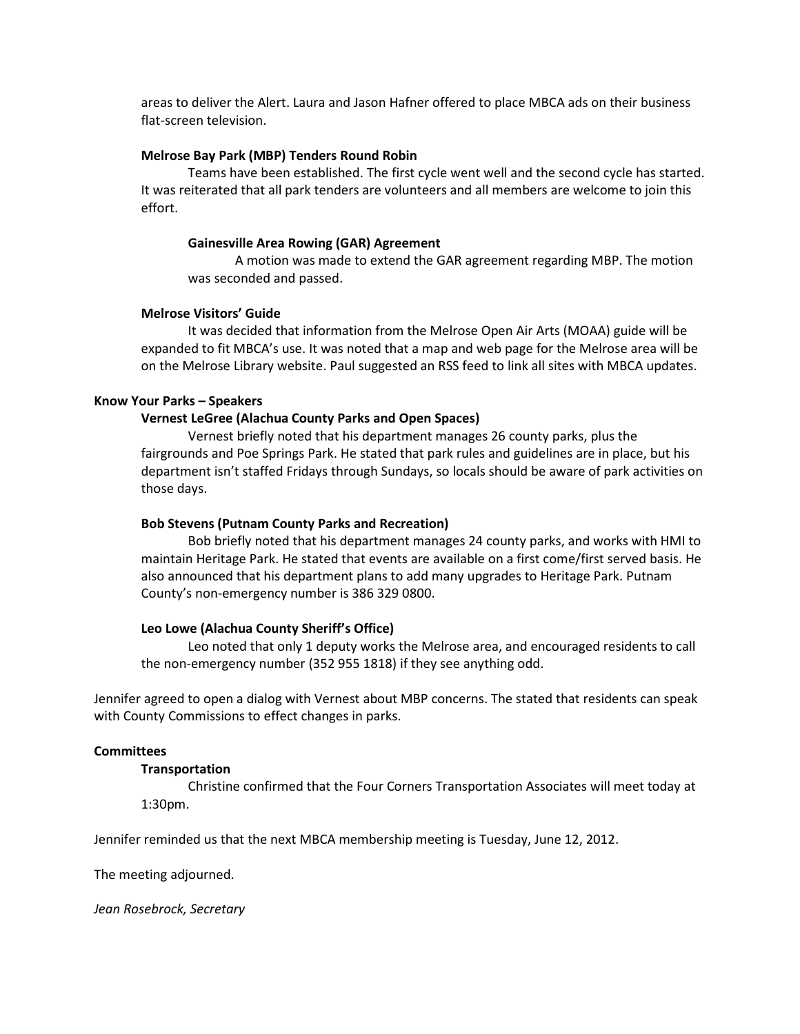areas to deliver the Alert. Laura and Jason Hafner offered to place MBCA ads on their business flat-screen television.

**Melrose Bay Park (MBP) Tenders Round Robin**

Teams have been established. The first cycle went well and the second cycle has started. It was reiterated that all park tenders are volunteers and all members are welcome to join this effort.

**Gainesville Area Rowing (GAR) Agreement**

A motion was made to extend the GAR agreement regarding MBP. The motion was seconded and passed.

**Melrose Visitors' Guide**

It was decided that information from the Melrose Open Air Arts (MOAA) guide will be expanded to fit MBCA's use. It was noted that a map and web page for the Melrose area will be on the Melrose Library website. Paul suggested an RSS feed to link all sites with MBCA updates.

**Know Your Parks – Speakers**

**Vernest LeGree (Alachua County Parks and Open Spaces)**

Vernest briefly noted that his department manages 26 county parks, plus the fairgrounds and Poe Springs Park. He stated that park rules and guidelines are in place, but his department isn't staffed Fridays through Sundays, so locals should be aware of park activities on those days.

**Bob Stevens (Putnam County Parks and Recreation)**

Bob briefly noted that his department manages 24 county parks, and works with HMI to maintain Heritage Park. He stated that events are available on a first come/first served basis. He also announced that his department plans to add many upgrades to Heritage Park. Putnam County's non-emergency number is 386 329 0800.

**Leo Lowe (Alachua County Sheriff's Office)**

Leo noted that only 1 deputy works the Melrose area, and encouraged residents to call the non-emergency number (352 955 1818) if they see anything odd.

Jennifer agreed to open a dialog with Vernest about MBP concerns. The stated that residents can speak with County Commissions to effect changes in parks.

**Committees**

**Transportation**

Christine confirmed that the Four Corners Transportation Associates will meet today at 1:30pm.

Jennifer reminded us that the next MBCA membership meeting is Tuesday, June 12, 2012.

The meeting adjourned.

*Jean Rosebrock, Secretary*